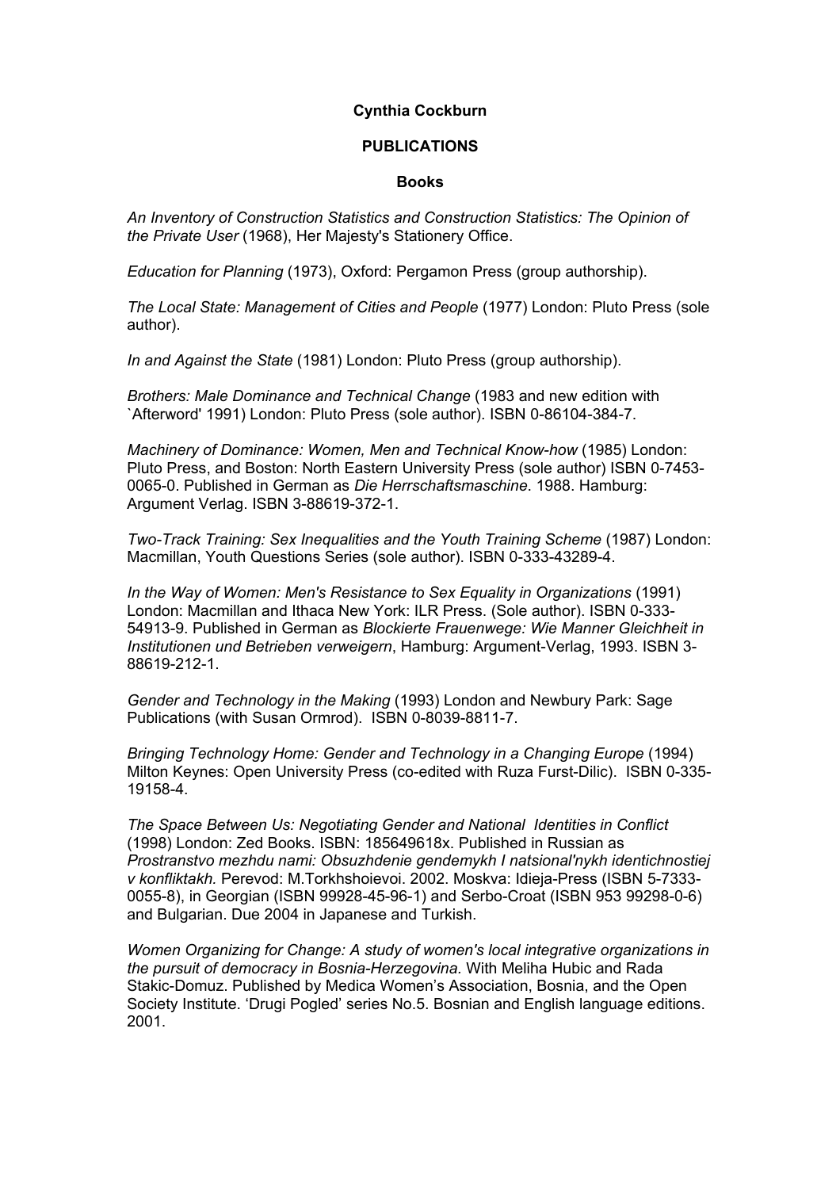**Cynthia Cockburn**

**PUBLICATIONS**

**Books**

*An Inventory of Construction Statistics and Construction Statistics: The Opinion of the Private User* (1968), Her Majesty's Stationery Office.

*Education for Planning* (1973), Oxford: Pergamon Press (group authorship).

*The Local State: Management of Cities and People* (1977) London: Pluto Press (sole author).

*In and Against the State* (1981) London: Pluto Press (group authorship).

*Brothers: Male Dominance and Technical Change* (1983 and new edition with `Afterword' 1991) London: Pluto Press (sole author). ISBN 0-86104-384-7.

*Machinery of Dominance: Women, Men and Technical Know-how* (1985) London: Pluto Press, and Boston: North Eastern University Press (sole author) ISBN 0-7453-0065-0. Published in German as *Die Herrschaftsmaschine*. 1988. Hamburg: Argument Verlag. ISBN 3-88619-372-1.

*Two-Track Training: Sex Inequalities and the Youth Training Scheme* (1987) London: Macmillan, Youth Questions Series (sole author). ISBN 0-333-43289-4.

*In the Way of Women: Men's Resistance to Sex Equality in Organizations* (1991) London: Macmillan and Ithaca New York: ILR Press. (Sole author). ISBN 0-333-54913-9. Published in German as *Blockierte Frauenwege: Wie Manner Gleichheit in Institutionen und Betrieben verweigern*, Hamburg: Argument-Verlag, 1993. ISBN 3-88619-212-1.

*Gender and Technology in the Making* (1993) London and Newbury Park: Sage Publications (with Susan Ormrod). ISBN 0-8039-8811-7.

*Bringing Technology Home: Gender and Technology in a Changing Europe* (1994) Milton Keynes: Open University Press (co-edited with Ruza Furst-Dilic). ISBN 0-335-19158-4.

*The Space Between Us: Negotiating Gender and National Identities in Conflict* (1998) London: Zed Books. ISBN: 185649618x. Published in Russian as *Prostranstvo mezhdu nami: Obsuzhdenie gendemykh I natsional'nykh identichnostiej v konfliktakh.* Perevod: M.Torkhshoievoi. 2002. Moskva: Idieja-Press (ISBN 5-7333-0055-8), in Georgian (ISBN 99928-45-96-1) and Serbo-Croat (ISBN 953 99298-0-6) and Bulgarian. Due 2004 in Japanese and Turkish.

*Women Organizing for Change: A study of women's local integrative organizations in the pursuit of democracy in Bosnia-Herzegovina.* With Meliha Hubic and Rada Stakic-Domuz. Published by Medica Women's Association, Bosnia, and the Open Society Institute. 'Drugi Pogled' series No.5. Bosnian and English language editions. 2001.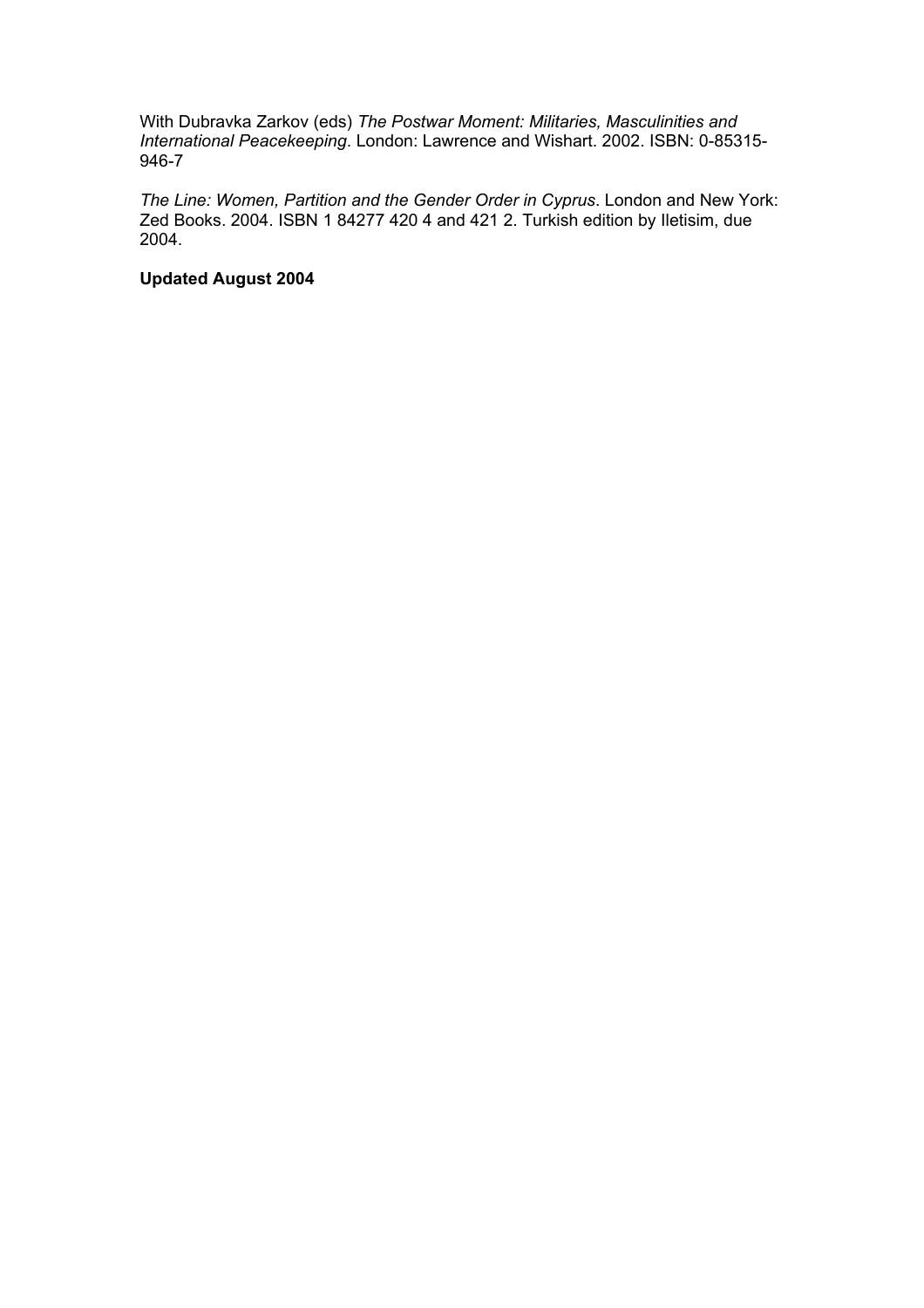With Dubravka Zarkov (eds) *The Postwar Moment: Militaries, Masculinities and International Peacekeeping*. London: Lawrence and Wishart. 2002. ISBN: 0-85315-946-7

*The Line: Women, Partition and the Gender Order in Cyprus*. London and New York: Zed Books. 2004. ISBN 1 84277 420 4 and 421 2. Turkish edition by Iletisim, due 2004.

**Updated August 2004**